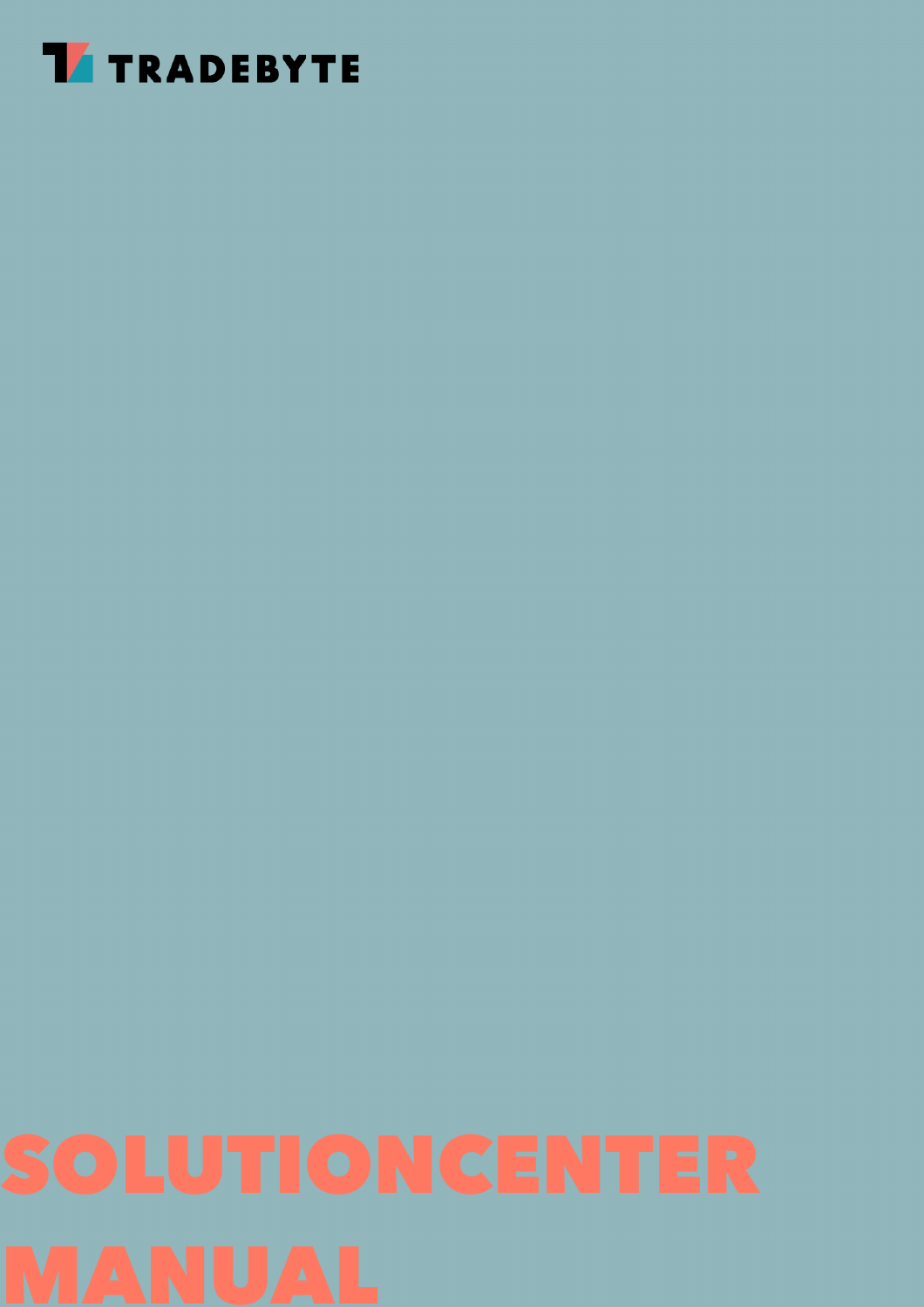TRADEBYTE

# SOLUTIONCENTER MANUAL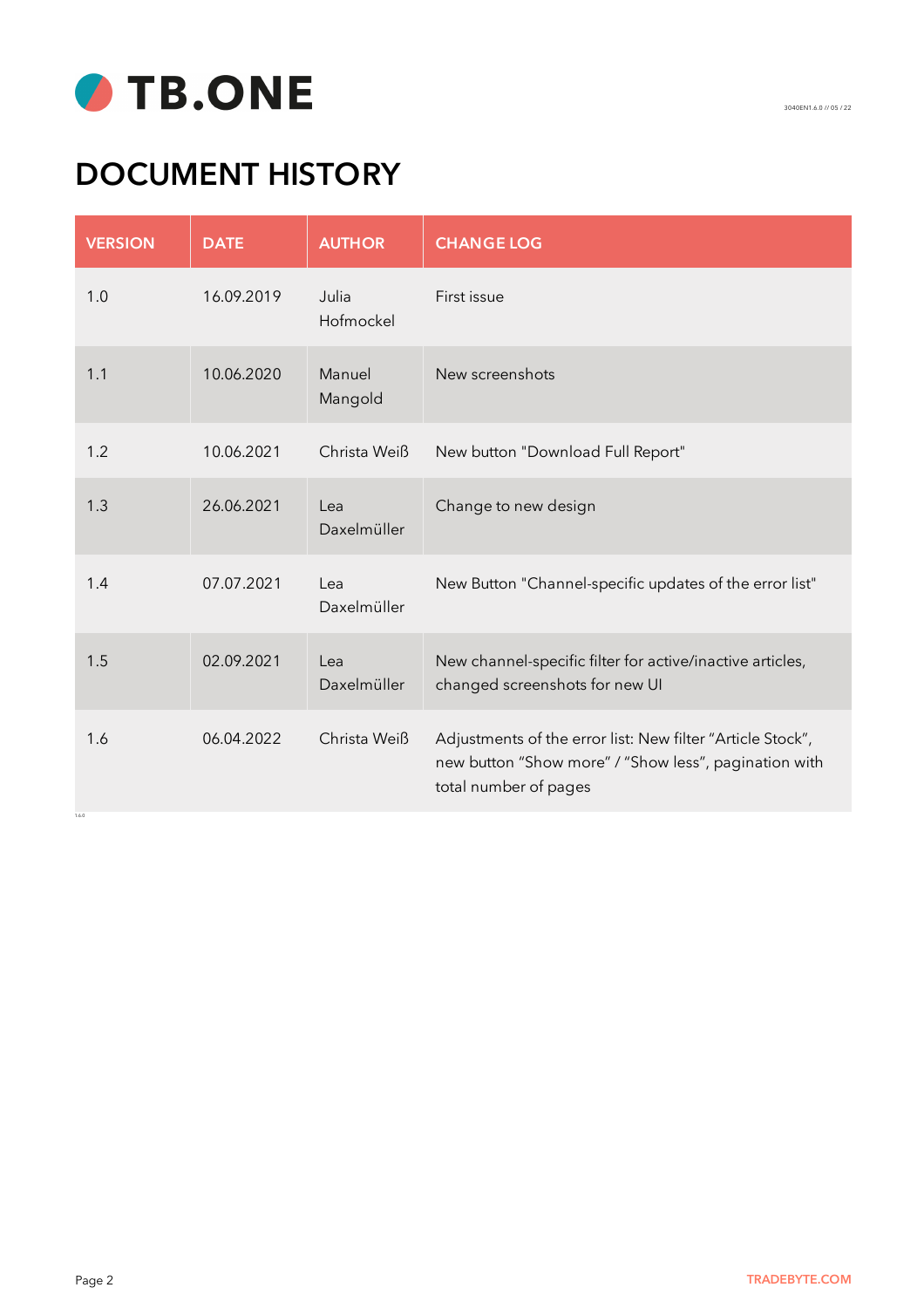# DOCUMENT HISTORY

| VERSION | DATE | AUTHOR | CHANGE LOG |
| --- | --- | --- | --- |
| 1.0 | 16.09.2019 | Julia Hofmockel | First issue |
| 1.1 | 10.06.2020 | Manuel Mangold | New screenshots |
| 1.2 | 10.06.2021 | Christa Weiß | New button "Download Full Report" |
| 1.3 | 26.06.2021 | Lea Daxelmüller | Change to new design |
| 1.4 | 07.07.2021 | Lea Daxelmüller | New Button "Channel-specific updates of the error list" |
| 1.5 | 02.09.2021 | Lea Daxelmüller | New channel-specific filter for active/inactive articles, changed screenshots for new UI |
| 1.6 | 06.04.2022 | Christa Weiß | Adjustments of the error list: New filter "Article Stock", new button "Show more" / "Show less", pagination with total number of pages |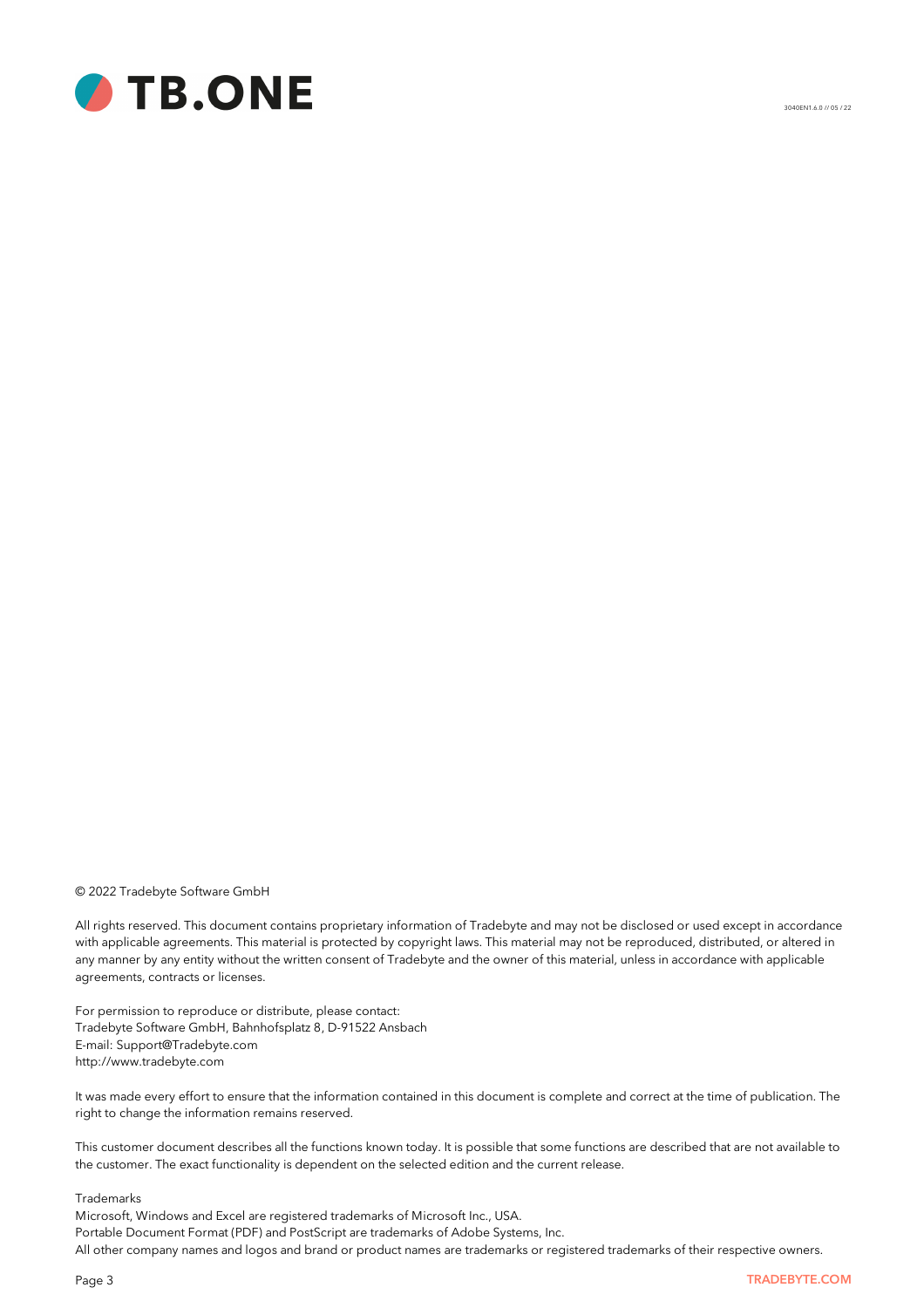© 2022 Tradebyte Software GmbH

All rights reserved. This document contains proprietary information of Tradebyte and may not be disclosed or used except in accordance with applicable agreements. This material is protected by copyright laws. This material may not be reproduced, distributed, or altered in any manner by any entity without the written consent of Tradebyte and the owner of this material, unless in accordance with applicable agreements, contracts or licenses.

For permission to reproduce or distribute, please contact:
Tradebyte Software GmbH, Bahnhofsplatz 8, D-91522 Ansbach
E-mail: Support@Tradebyte.com
http://www.tradebyte.com

It was made every effort to ensure that the information contained in this document is complete and correct at the time of publication. The right to change the information remains reserved.

This customer document describes all the functions known today. It is possible that some functions are described that are not available to the customer. The exact functionality is dependent on the selected edition and the current release.

Trademarks
Microsoft, Windows and Excel are registered trademarks of Microsoft Inc., USA.
Portable Document Format (PDF) and PostScript are trademarks of Adobe Systems, Inc.
All other company names and logos and brand or product names are trademarks or registered trademarks of their respective owners.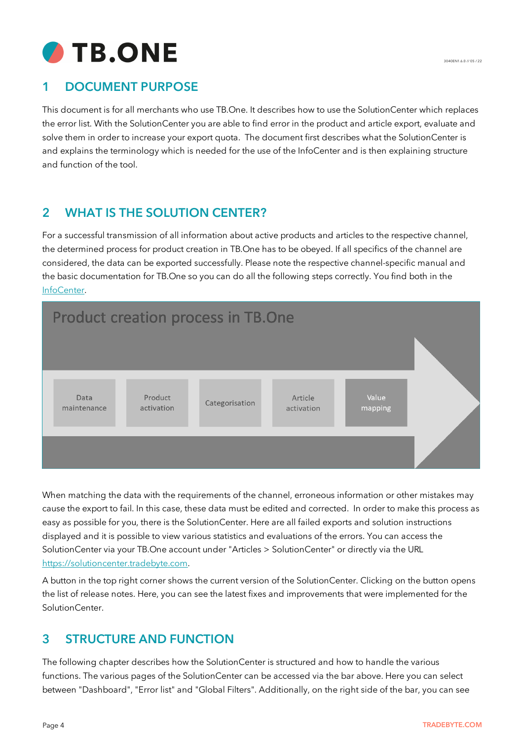## 1 DOCUMENT PURPOSE

This document is for all merchants who use TB.One. It describes how to use the SolutionCenter which replaces the error list. With the SolutionCenter you are able to find error in the product and article export, evaluate and solve them in order to increase your export quota. The document first describes what the SolutionCenter is and explains the terminology which is needed for the use of the InfoCenter and is then explaining structure and function of the tool.

## 2 WHAT IS THE SOLUTION CENTER?

For a successful transmission of all information about active products and articles to the respective channel, the determined process for product creation in TB.One has to be obeyed. If all specifics of the channel are considered, the data can be exported successfully. Please note the respective channel-specific manual and the basic documentation for TB.One so you can do all the following steps correctly. You find both in the InfoCenter.

**Product creation process in TB.One**

Data maintenance → Product activation → Categorisation → Article activation → Value mapping

When matching the data with the requirements of the channel, erroneous information or other mistakes may cause the export to fail. In this case, these data must be edited and corrected. In order to make this process as easy as possible for you, there is the SolutionCenter. Here are all failed exports and solution instructions displayed and it is possible to view various statistics and evaluations of the errors. You can access the SolutionCenter via your TB.One account under "Articles > SolutionCenter" or directly via the URL https://solutioncenter.tradebyte.com.

A button in the top right corner shows the current version of the SolutionCenter. Clicking on the button opens the list of release notes. Here, you can see the latest fixes and improvements that were implemented for the SolutionCenter.

## 3 STRUCTURE AND FUNCTION

The following chapter describes how the SolutionCenter is structured and how to handle the various functions. The various pages of the SolutionCenter can be accessed via the bar above. Here you can select between "Dashboard", "Error list" and "Global Filters". Additionally, on the right side of the bar, you can see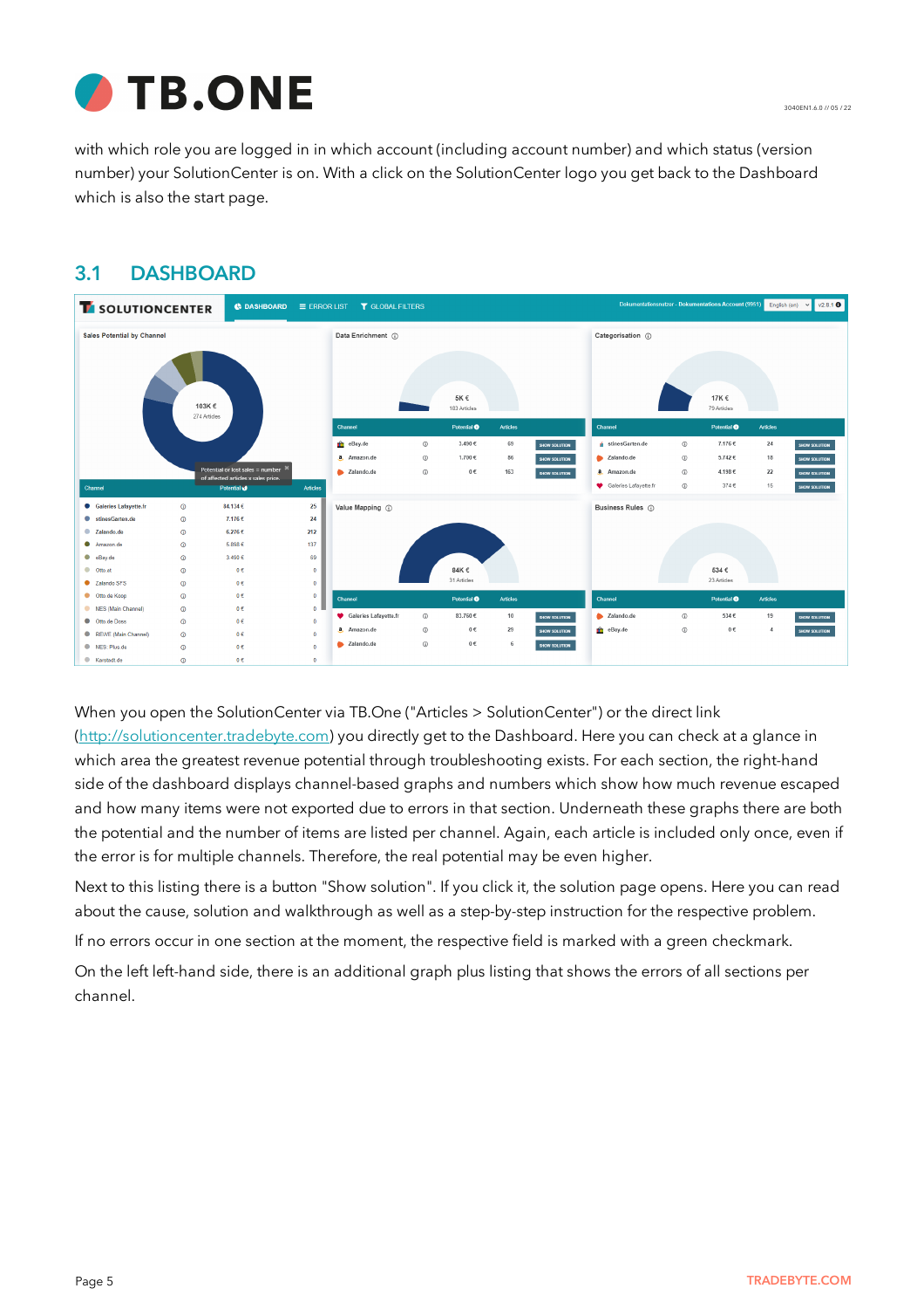with which role you are logged in in which account (including account number) and which status (version number) your SolutionCenter is on. With a click on the SolutionCenter logo you get back to the Dashboard which is also the start page.

## 3.1 DASHBOARD

When you open the SolutionCenter via TB.One ("Articles > SolutionCenter") or the direct link (http://solutioncenter.tradebyte.com) you directly get to the Dashboard. Here you can check at a glance in which area the greatest revenue potential through troubleshooting exists. For each section, the right-hand side of the dashboard displays channel-based graphs and numbers which show how much revenue escaped and how many items were not exported due to errors in that section. Underneath these graphs there are both the potential and the number of items are listed per channel. Again, each article is included only once, even if the error is for multiple channels. Therefore, the real potential may be even higher.

Next to this listing there is a button "Show solution". If you click it, the solution page opens. Here you can read about the cause, solution and walkthrough as well as a step-by-step instruction for the respective problem.

If no errors occur in one section at the moment, the respective field is marked with a green checkmark.

On the left left-hand side, there is an additional graph plus listing that shows the errors of all sections per channel.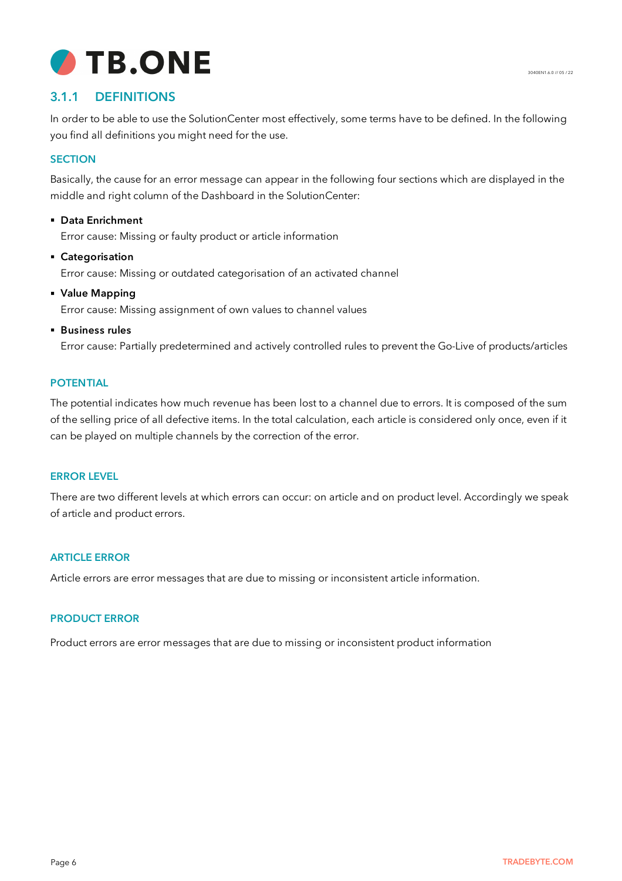### 3.1.1 DEFINITIONS

In order to be able to use the SolutionCenter most effectively, some terms have to be defined. In the following you find all definitions you might need for the use.

#### SECTION

Basically, the cause for an error message can appear in the following four sections which are displayed in the middle and right column of the Dashboard in the SolutionCenter:

- **Data Enrichment**
  Error cause: Missing or faulty product or article information
- **Categorisation**
  Error cause: Missing or outdated categorisation of an activated channel
- **Value Mapping**
  Error cause: Missing assignment of own values to channel values
- **Business rules**
  Error cause: Partially predetermined and actively controlled rules to prevent the Go-Live of products/articles

#### POTENTIAL

The potential indicates how much revenue has been lost to a channel due to errors. It is composed of the sum of the selling price of all defective items. In the total calculation, each article is considered only once, even if it can be played on multiple channels by the correction of the error.

#### ERROR LEVEL

There are two different levels at which errors can occur: on article and on product level. Accordingly we speak of article and product errors.

#### ARTICLE ERROR

Article errors are error messages that are due to missing or inconsistent article information.

#### PRODUCT ERROR

Product errors are error messages that are due to missing or inconsistent product information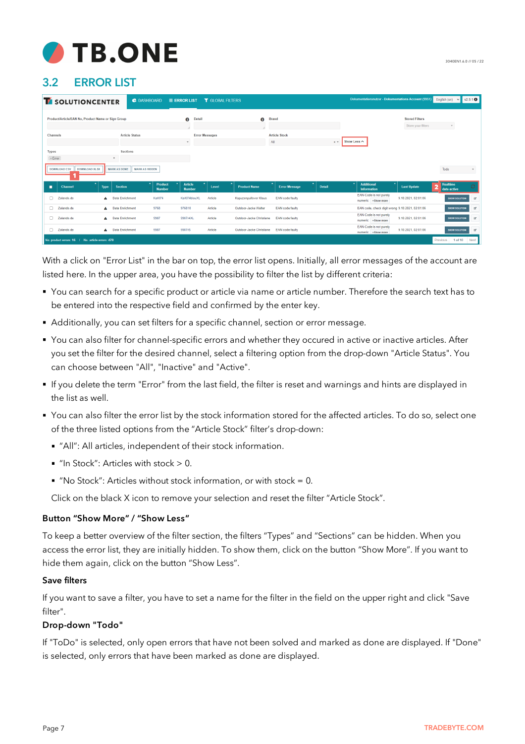## 3.2 ERROR LIST

With a click on "Error List" in the bar on top, the error list opens. Initially, all error messages of the account are listed here. In the upper area, you have the possibility to filter the list by different criteria:

- You can search for a specific product or article via name or article number. Therefore the search text has to be entered into the respective field and confirmed by the enter key.
- Additionally, you can set filters for a specific channel, section or error message.
- You can also filter for channel-specific errors and whether they occured in active or inactive articles. After you set the filter for the desired channel, select a filtering option from the drop-down "Article Status". You can choose between "All", "Inactive" and "Active".
- If you delete the term "Error" from the last field, the filter is reset and warnings and hints are displayed in the list as well.
- You can also filter the error list by the stock information stored for the affected articles. To do so, select one of the three listed options from the "Article Stock" filter's drop-down:
  - "All": All articles, independent of their stock information.
  - "In Stock": Articles with stock > 0.
  - "No Stock": Articles without stock information, or with stock = 0.

  Click on the black X icon to remove your selection and reset the filter "Article Stock".

**Button "Show More" / "Show Less"**

To keep a better overview of the filter section, the filters "Types" and "Sections" can be hidden. When you access the error list, they are initially hidden. To show them, click on the button "Show More". If you want to hide them again, click on the button "Show Less".

**Save filters**

If you want to save a filter, you have to set a name for the filter in the field on the upper right and click "Save filter".

**Drop-down "Todo"**

If "ToDo" is selected, only open errors that have not been solved and marked as done are displayed. If "Done" is selected, only errors that have been marked as done are displayed.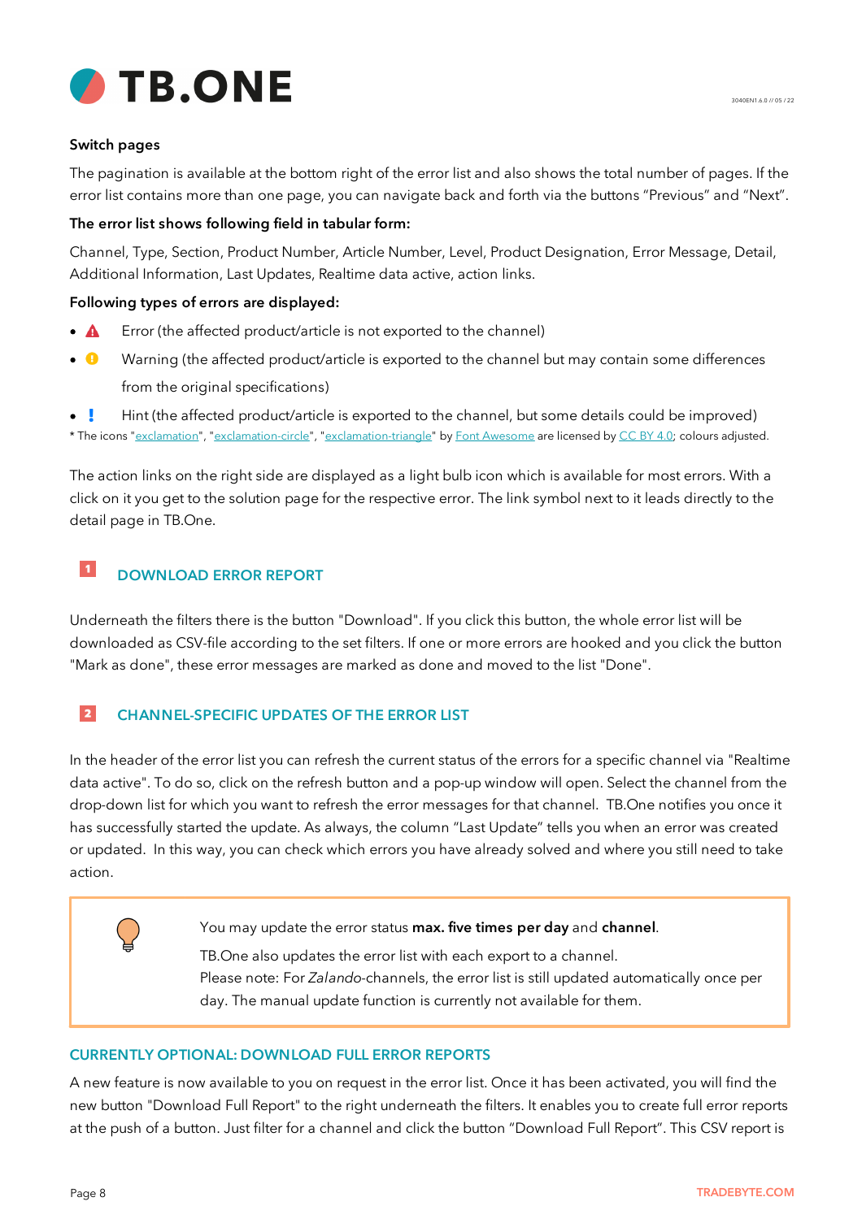**Switch pages**

The pagination is available at the bottom right of the error list and also shows the total number of pages. If the error list contains more than one page, you can navigate back and forth via the buttons “Previous” and “Next”.

**The error list shows following field in tabular form:**

Channel, Type, Section, Product Number, Article Number, Level, Product Designation, Error Message, Detail, Additional Information, Last Updates, Realtime data active, action links.

**Following types of errors are displayed:**

- Error (the affected product/article is not exported to the channel)
- Warning (the affected product/article is exported to the channel but may contain some differences from the original specifications)
- Hint (the affected product/article is exported to the channel, but some details could be improved)

* The icons "exclamation", "exclamation-circle", "exclamation-triangle" by Font Awesome are licensed by CC BY 4.0; colours adjusted.

The action links on the right side are displayed as a light bulb icon which is available for most errors. With a click on it you get to the solution page for the respective error. The link symbol next to it leads directly to the detail page in TB.One.

## 1 DOWNLOAD ERROR REPORT

Underneath the filters there is the button "Download". If you click this button, the whole error list will be downloaded as CSV-file according to the set filters. If one or more errors are hooked and you click the button "Mark as done", these error messages are marked as done and moved to the list "Done".

## 2 CHANNEL-SPECIFIC UPDATES OF THE ERROR LIST

In the header of the error list you can refresh the current status of the errors for a specific channel via "Realtime data active". To do so, click on the refresh button and a pop-up window will open. Select the channel from the drop-down list for which you want to refresh the error messages for that channel. TB.One notifies you once it has successfully started the update. As always, the column “Last Update” tells you when an error was created or updated. In this way, you can check which errors you have already solved and where you still need to take action.

> You may update the error status **max. five times per day** and **channel**.
>
> TB.One also updates the error list with each export to a channel.
> Please note: For *Zalando*-channels, the error list is still updated automatically once per day. The manual update function is currently not available for them.

## CURRENTLY OPTIONAL: DOWNLOAD FULL ERROR REPORTS

A new feature is now available to you on request in the error list. Once it has been activated, you will find the new button "Download Full Report" to the right underneath the filters. It enables you to create full error reports at the push of a button. Just filter for a channel and click the button “Download Full Report”. This CSV report is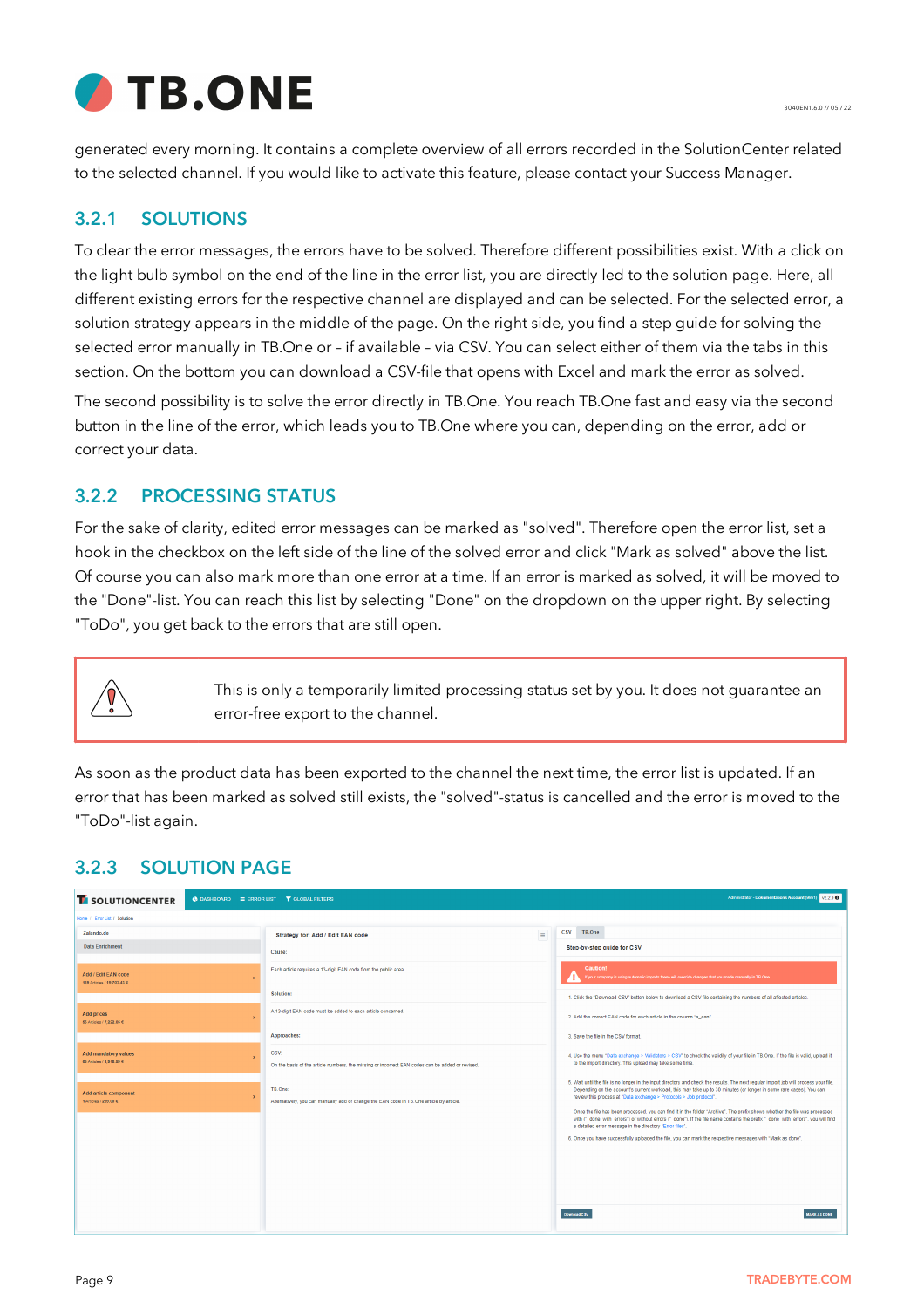generated every morning. It contains a complete overview of all errors recorded in the SolutionCenter related to the selected channel. If you would like to activate this feature, please contact your Success Manager.

### 3.2.1 SOLUTIONS

To clear the error messages, the errors have to be solved. Therefore different possibilities exist. With a click on the light bulb symbol on the end of the line in the error list, you are directly led to the solution page. Here, all different existing errors for the respective channel are displayed and can be selected. For the selected error, a solution strategy appears in the middle of the page. On the right side, you find a step guide for solving the selected error manually in TB.One or – if available – via CSV. You can select either of them via the tabs in this section. On the bottom you can download a CSV-file that opens with Excel and mark the error as solved.

The second possibility is to solve the error directly in TB.One. You reach TB.One fast and easy via the second button in the line of the error, which leads you to TB.One where you can, depending on the error, add or correct your data.

### 3.2.2 PROCESSING STATUS

For the sake of clarity, edited error messages can be marked as "solved". Therefore open the error list, set a hook in the checkbox on the left side of the line of the solved error and click "Mark as solved" above the list. Of course you can also mark more than one error at a time. If an error is marked as solved, it will be moved to the "Done"-list. You can reach this list by selecting "Done" on the dropdown on the upper right. By selecting "ToDo", you get back to the errors that are still open.

> ⚠ This is only a temporarily limited processing status set by you. It does not guarantee an error-free export to the channel.

As soon as the product data has been exported to the channel the next time, the error list is updated. If an error that has been marked as solved still exists, the "solved"-status is cancelled and the error is moved to the "ToDo"-list again.

### 3.2.3 SOLUTION PAGE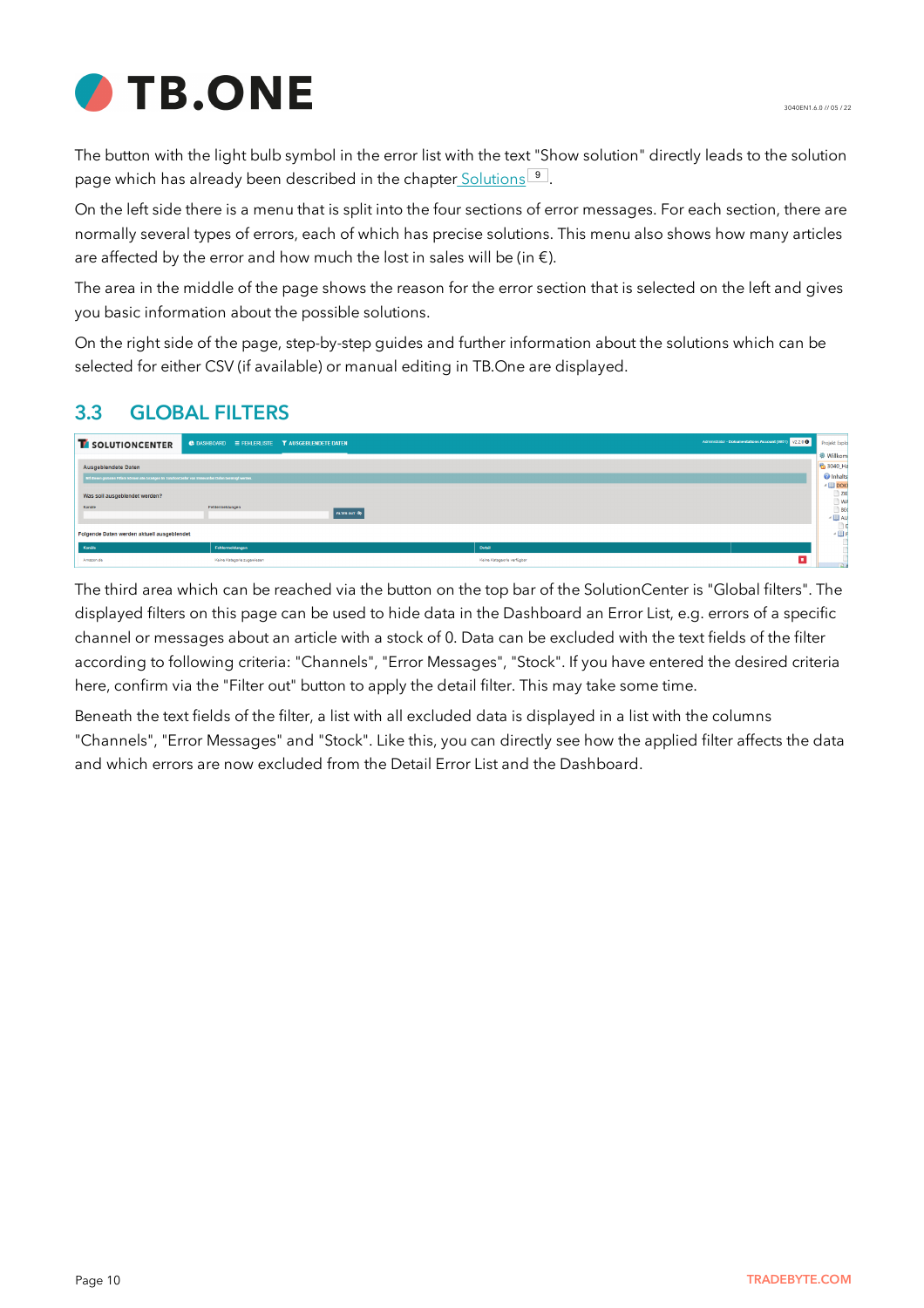The button with the light bulb symbol in the error list with the text "Show solution" directly leads to the solution page which has already been described in the chapter Solutions [9].

On the left side there is a menu that is split into the four sections of error messages. For each section, there are normally several types of errors, each of which has precise solutions. This menu also shows how many articles are affected by the error and how much the lost in sales will be (in €).

The area in the middle of the page shows the reason for the error section that is selected on the left and gives you basic information about the possible solutions.

On the right side of the page, step-by-step guides and further information about the solutions which can be selected for either CSV (if available) or manual editing in TB.One are displayed.

## 3.3 GLOBAL FILTERS

The third area which can be reached via the button on the top bar of the SolutionCenter is "Global filters". The displayed filters on this page can be used to hide data in the Dashboard an Error List, e.g. errors of a specific channel or messages about an article with a stock of 0. Data can be excluded with the text fields of the filter according to following criteria: "Channels", "Error Messages", "Stock". If you have entered the desired criteria here, confirm via the "Filter out" button to apply the detail filter. This may take some time.

Beneath the text fields of the filter, a list with all excluded data is displayed in a list with the columns "Channels", "Error Messages" and "Stock". Like this, you can directly see how the applied filter affects the data and which errors are now excluded from the Detail Error List and the Dashboard.